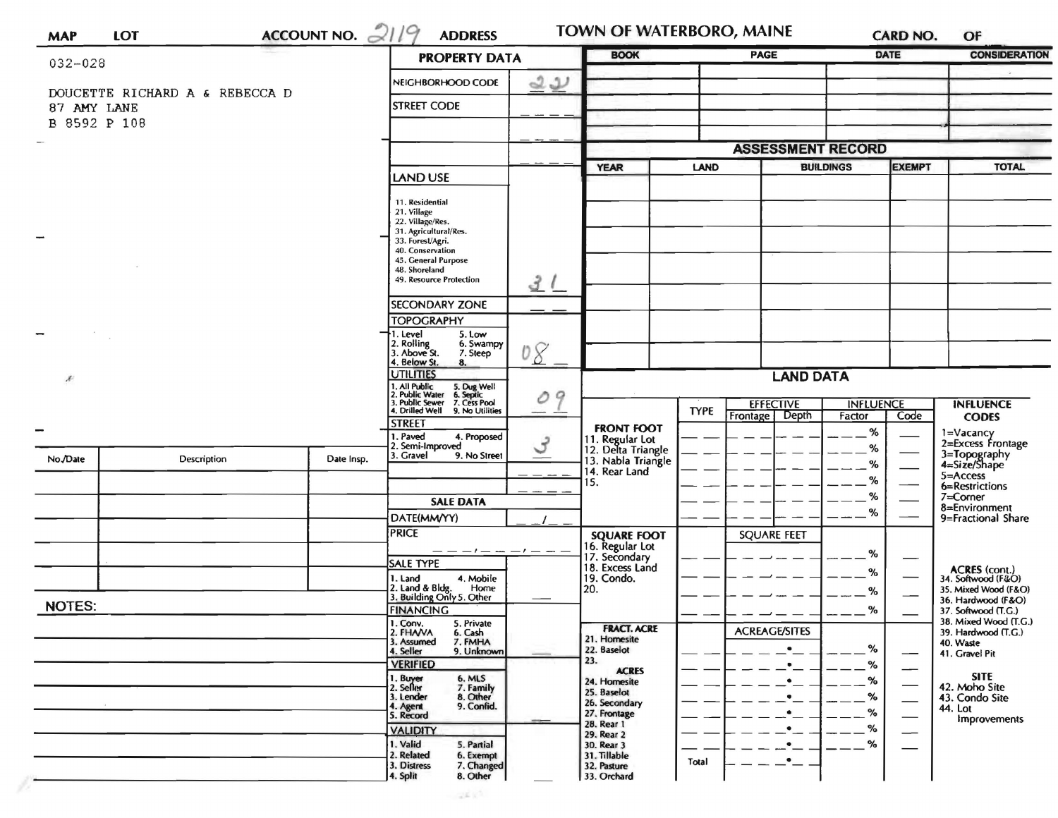| MAP | LOT | ACCOUNT NO. 2119 | ADDRESS | TOWN OF WATERBORO, MAINE | CARD NO. | OF |
|---|---|---|---|---|---|---|

032-028

DOUCETTE RICHARD A & REBECCA D
87 AMY LANE
B 8592 P 108

## PROPERTY DATA

| | |
|---|---|
| NEIGHBORHOOD CODE | 22 |
| STREET CODE | |
| | |
| | |
| **LAND USE** 11. Residential 21. Village 22. Village/Res. 31. Agricultural/Res. 33. Forest/Agri. 40. Conservation 45. General Purpose 48. Shoreland 49. Resource Protection | 31 |
| SECONDARY ZONE | |
| **TOPOGRAPHY** 1. Level 2. Rolling 3. Above St. 4. Below St. 5. Low 6. Swampy 7. Steep 8. | 08 |
| **UTILITIES** 1. All Public 2. Public Water 3. Public Sewer 4. Drilled Well 5. Dug Well 6. Septic 7. Cess Pool 9. No Utilities | 09 |
| **STREET** 1. Paved 2. Semi-Improved 3. Gravel 4. Proposed 9. No Street | 3 |

## SALE DATA

| | |
|---|---|
| DATE(MM/YY) | |
| PRICE | |
| SALE TYPE 1. Land 2. Land & Bldg. 3. Building Only 4. Mobile Home 5. Other | |
| FINANCING 1. Conv. 2. FHA/VA 3. Assumed 4. Seller 5. Private 6. Cash 7. FMHA 9. Unknown | |
| VERIFIED 1. Buyer 2. Seller 3. Lender 4. Agent 5. Record 6. MLS 7. Family 8. Other 9. Confid. | |
| VALIDITY 1. Valid 2. Related 3. Distress 4. Split 5. Partial 6. Exempt 7. Changed 8. Other | |

| BOOK | PAGE | DATE | CONSIDERATION |
|---|---|---|---|
| | | | |
| | | | |
| | | | |
| | | | |

## ASSESSMENT RECORD

| YEAR | LAND | BUILDINGS | EXEMPT | TOTAL |
|---|---|---|---|---|
| | | | | |
| | | | | |
| | | | | |
| | | | | |
| | | | | |
| | | | | |

## LAND DATA

| | TYPE | EFFECTIVE Frontage | EFFECTIVE Depth | INFLUENCE Factor | INFLUENCE Code |
|---|---|---|---|---|---|
| **FRONT FOOT** 11. Regular Lot 12. Delta Triangle 13. Nabla Triangle 14. Rear Land 15. | | | | % | |
| **SQUARE FOOT** 16. Regular Lot 17. Secondary 18. Excess Land 19. Condo. 20. | | SQUARE FEET | | % | |
| **FRACT. ACRE** 21. Homesite 22. Baselot 23. **ACRES** 24. Homesite 25. Baselot 26. Secondary 27. Frontage 28. Rear 1 29. Rear 2 30. Rear 3 31. Tillable 32. Pasture 33. Orchard | | ACREAGE/SITES | | % | |
| | Total | | | | |

**INFLUENCE CODES**
1=Vacancy
2=Excess Frontage
3=Topography
4=Size/Shape
5=Access
6=Restrictions
7=Corner
8=Environment
9=Fractional Share

**ACRES (cont.)**
34. Softwood (F&O)
35. Mixed Wood (F&O)
36. Hardwood (F&O)
37. Softwood (T.G.)
38. Mixed Wood (T.G.)
39. Hardwood (T.G.)
40. Waste
41. Gravel Pit

**SITE**
42. Moho Site
43. Condo Site
44. Lot Improvements

| No./Date | Description | Date Insp. |
|---|---|---|
| | | |
| | | |
| | | |
| | | |
| | | |

NOTES: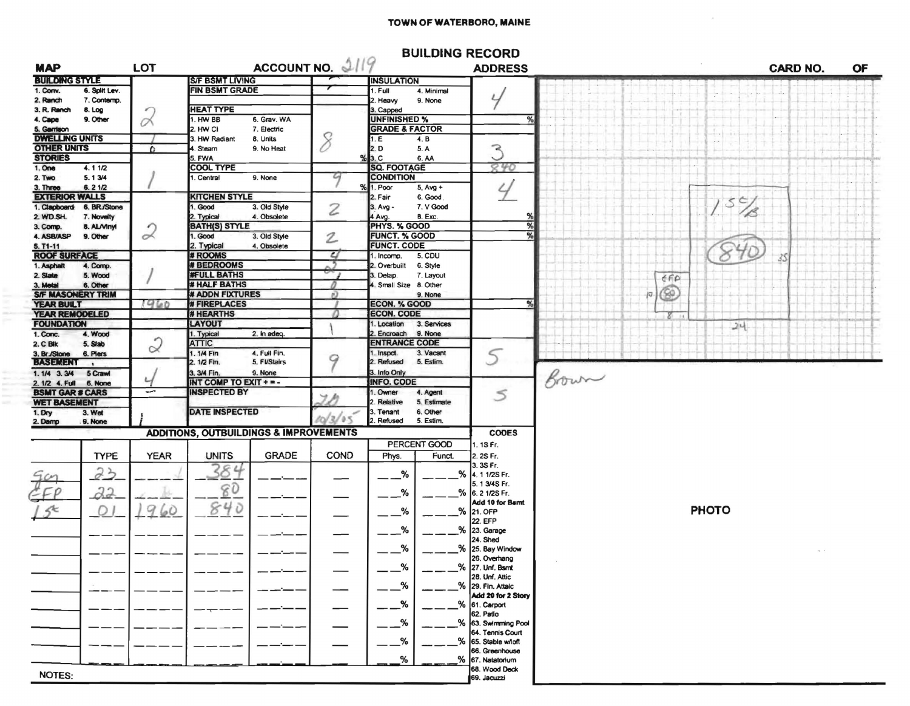**TOWN OF WATERBORO, MAINE**

## BUILDING RECORD

MAP | LOT | ACCOUNT NO. 2119 | ADDRESS | CARD NO. OF

| | | | | | |
|---|---|---|---|---|---|
| **BUILDING STYLE** 1. Conv. 6. Split Lev. 2. Ranch 7. Contemp. 3. R. Ranch 8. Log 4. Cape 9. Other 5. Garrison | 2 | **S/F BSMT LIVING** | - | **INSULATION** 1. Full 4. Minimal 2. Heavy 9. None 3. Capped | 4 |
| **DWELLING UNITS** | 1 | **FIN BSMT GRADE** | - | **UNFINISHED %** | % |
| **OTHER UNITS** | 0 | **HEAT TYPE** 1. HW BB 6. Grav. WA 2. HW CI 7. Electric 3. HW Radiant 8. Units 4. Steam 9. No Heat 5. FWA | 8 % | **GRADE & FACTOR** 1. E 4. B 2. D 5. A 3. C 6. AA | 3 |
| **STORIES** 1. One 4. 1 1/2 2. Two 5. 1 3/4 3. Three 6. 2 1/2 | 1 | **COOL TYPE** 1. Central 9. None | 9 % | **SQ. FOOTAGE** | 840 |
| **EXTERIOR WALLS** 1. Clapboard 6. BR./Stone 2. WD.SH. 7. Novelty 3. Comp. 8. AL/Vinyl 4. ASB/ASP 9. Other 5. T1-11 | 2 | **KITCHEN STYLE** 1. Good 3. Old Style 2. Typical 4. Obsolete | 2 | **CONDITION** 1. Poor 5. Avg + 2. Fair 6. Good 3. Avg - 7. V Good 4. Avg. 8. Exc. | 4 |
| | | **BATH(S) STYLE** 1. Good 3. Old Style 2. Typical 4. Obsolete | 2 | **PHYS. % GOOD** | % |
| | | | | **FUNCT. % GOOD** | % |
| **ROOF SURFACE** 1. Asphalt 4. Comp. 2. Slate 5. Wood 3. Metal 6. Other | 1 | **# ROOMS** | 4 | **FUNCT. CODE** 1. Incomp. 5. CDU 2. Overbuilt 6. Style 3. Delap. 7. Layout 4. Small Size 8. Other 9. None | |
| | | **# BEDROOMS** | 2 | | |
| | | **#FULL BATHS** | 1 | | |
| | | **# HALF BATHS** | 0 | | |
| **S/F MASONERY TRIM** | | **# ADDN FIXTURES** | 0 | | |
| **YEAR BUILT** | 1960 | **# FIREPLACES** | 1 | **ECON. % GOOD** | % |
| **YEAR REMODELED** | | **# HEARTHS** | 0 | **ECON. CODE** 1. Location 3. Services 2. Encroach 9. None | |
| **FOUNDATION** 1. Conc. 4. Wood 2. C Blk 5. Slab 3. Br./Stone 6. Piers | 2 | **LAYOUT** 1. Typical 2. In adeq. | 1 | | |
| | | **ATTIC** 1. 1/4 Fin 4. Full Fin. 2. 1/2 Fin. 5. Fl/Stairs 3. 3/4 Fin. 9. None | 9 | **ENTRANCE CODE** 1. Inspct. 3. Vacant 2. Refused 5. Estim. 3. Info Only | 5 |
| **BASEMENT** 1. 1/4 3. 3/4 5 Crawl 2. 1/2 4. Full 6. None | 4 | **INT COMP TO EXIT + = -** | | **INFO. CODE** 1. Owner 4. Agent 2. Relative 5. Estimate 3. Tenant 6. Other 2. Refused 5. Estim. | 5 |
| **BSMT GAR # CARS** | - | **INSPECTED BY** | ZD | | |
| **WET BASEMENT** 1. Dry 3. Wet 2. Damp 9. None | | **DATE INSPECTED** | 10/3/05 | | |

Sketch: 1S/B (840) 24 x 35; EFP (80) 8 x 10

Brown

### ADDITIONS, OUTBUILDINGS & IMPROVEMENTS

| | TYPE | YEAR | UNITS | GRADE | COND | PERCENT GOOD Phys. | PERCENT GOOD Funct. |
|---|---|---|---|---|---|---|---|
| Gar | 23 | | 384 | | | % | % |
| EFP | 22 | | 80 | | | % | % |
| 1S | 01 | 1960 | 840 | | | % | % |
| | | | | | | % | % |
| | | | | | | % | % |
| | | | | | | % | % |
| | | | | | | % | % |
| | | | | | | % | % |
| | | | | | | % | % |
| | | | | | | % | % |
| | | | | | | % | % |

**CODES**
1. 1S Fr.
2. 2S Fr.
3. 3S Fr.
4. 1 1/2S Fr.
5. 1 3/4S Fr.
6. 2 1/2S Fr.
**Add 10 for Bsmt**
21. OFP
22. EFP
23. Garage
24. Shed
25. Bay Window
26. Overhang
27. Unf. Bsmt
28. Unf. Attic
29. Fin. Attaic
**Add 20 for 2 Story**
61. Carport
62. Patio
63. Swimming Pool
64. Tennis Court
65. Stable w/loft
66. Greenhouse
67. Natatorium
68. Wood Deck
69. Jacuzzi

PHOTO

NOTES: